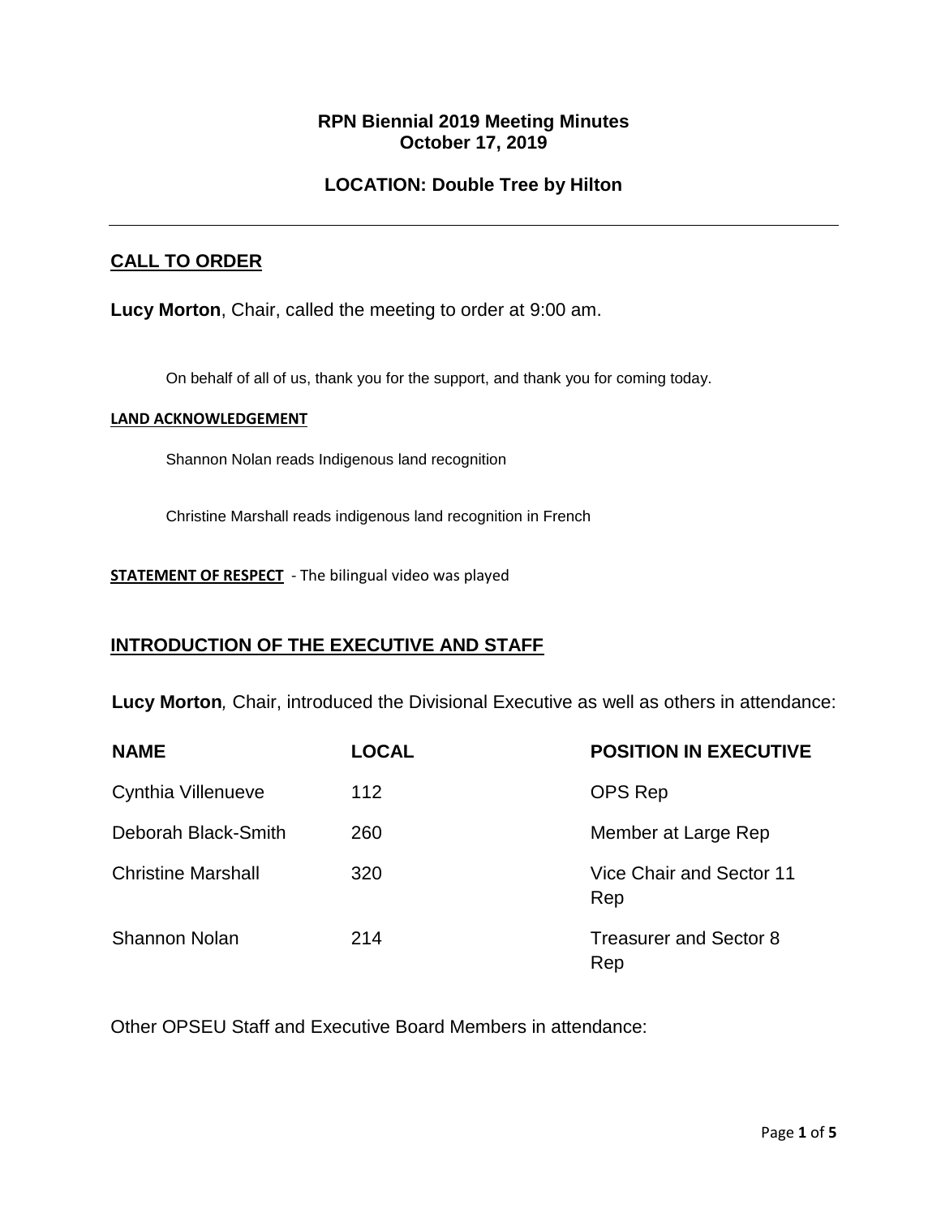# RPN Biennial 2019 Meeting Minutes
## October 17, 2019

## LOCATION: Double Tree by Hilton

---

## CALL TO ORDER

**Lucy Morton**, Chair, called the meeting to order at 9:00 am.

On behalf of all of us, thank you for the support, and thank you for coming today.

**LAND ACKNOWLEDGEMENT**

Shannon Nolan reads Indigenous land recognition

Christine Marshall reads indigenous land recognition in French

**STATEMENT OF RESPECT** - The bilingual video was played

## INTRODUCTION OF THE EXECUTIVE AND STAFF

**Lucy Morton***,* Chair, introduced the Divisional Executive as well as others in attendance:

| NAME | LOCAL | POSITION IN EXECUTIVE |
|---|---|---|
| Cynthia Villenueve | 112 | OPS Rep |
| Deborah Black-Smith | 260 | Member at Large Rep |
| Christine Marshall | 320 | Vice Chair and Sector 11 Rep |
| Shannon Nolan | 214 | Treasurer and Sector 8 Rep |

Other OPSEU Staff and Executive Board Members in attendance: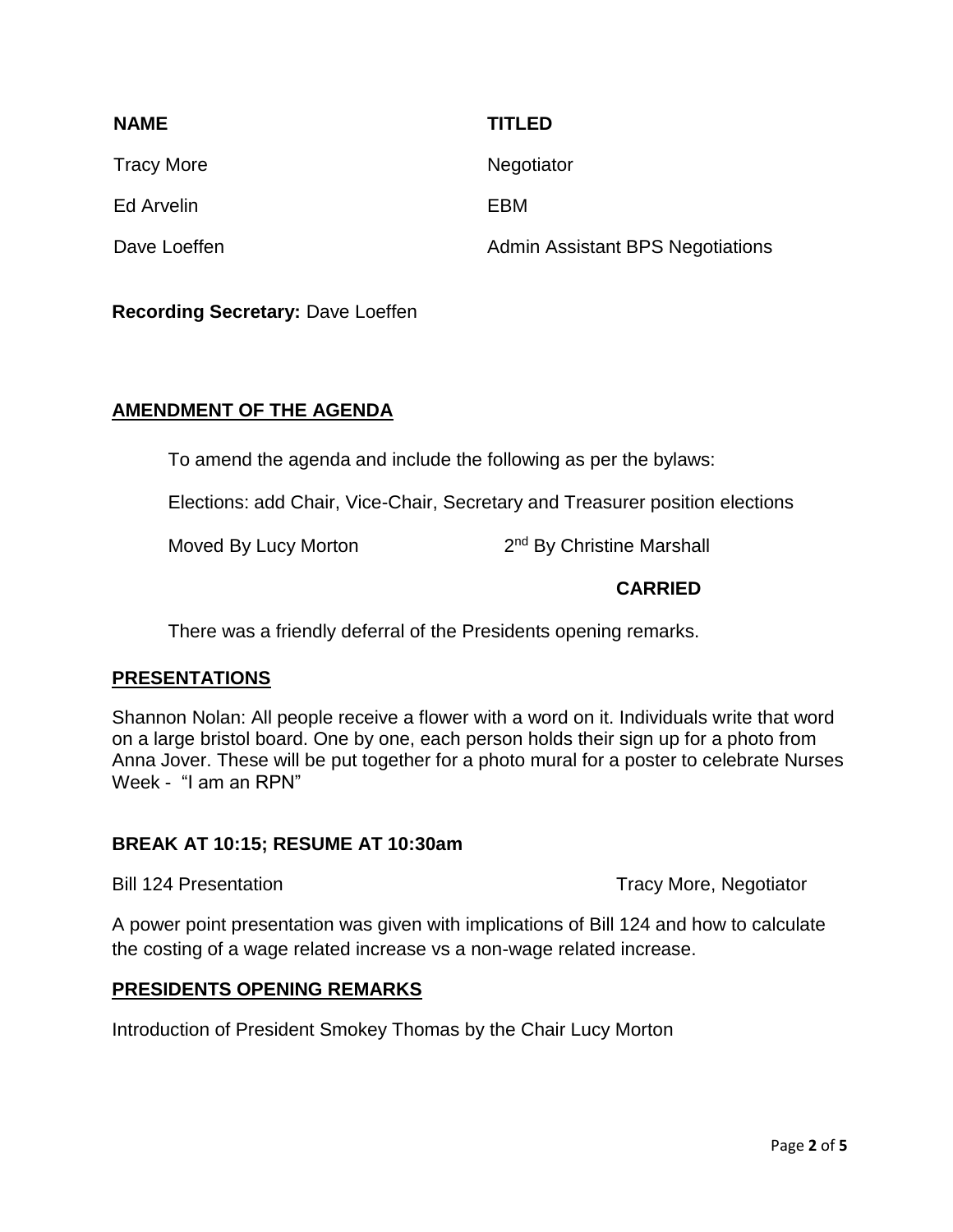| NAME | TITLED |
| --- | --- |
| Tracy More | Negotiator |
| Ed Arvelin | EBM |
| Dave Loeffen | Admin Assistant BPS Negotiations |

**Recording Secretary:** Dave Loeffen

## AMENDMENT OF THE AGENDA

To amend the agenda and include the following as per the bylaws:

Elections: add Chair, Vice-Chair, Secretary and Treasurer position elections

Moved By Lucy Morton 2nd By Christine Marshall

**CARRIED**

There was a friendly deferral of the Presidents opening remarks.

## PRESENTATIONS

Shannon Nolan: All people receive a flower with a word on it. Individuals write that word on a large bristol board. One by one, each person holds their sign up for a photo from Anna Jover. These will be put together for a photo mural for a poster to celebrate Nurses Week - "I am an RPN"

**BREAK AT 10:15; RESUME AT 10:30am**

Bill 124 Presentation Tracy More, Negotiator

A power point presentation was given with implications of Bill 124 and how to calculate the costing of a wage related increase vs a non-wage related increase.

## PRESIDENTS OPENING REMARKS

Introduction of President Smokey Thomas by the Chair Lucy Morton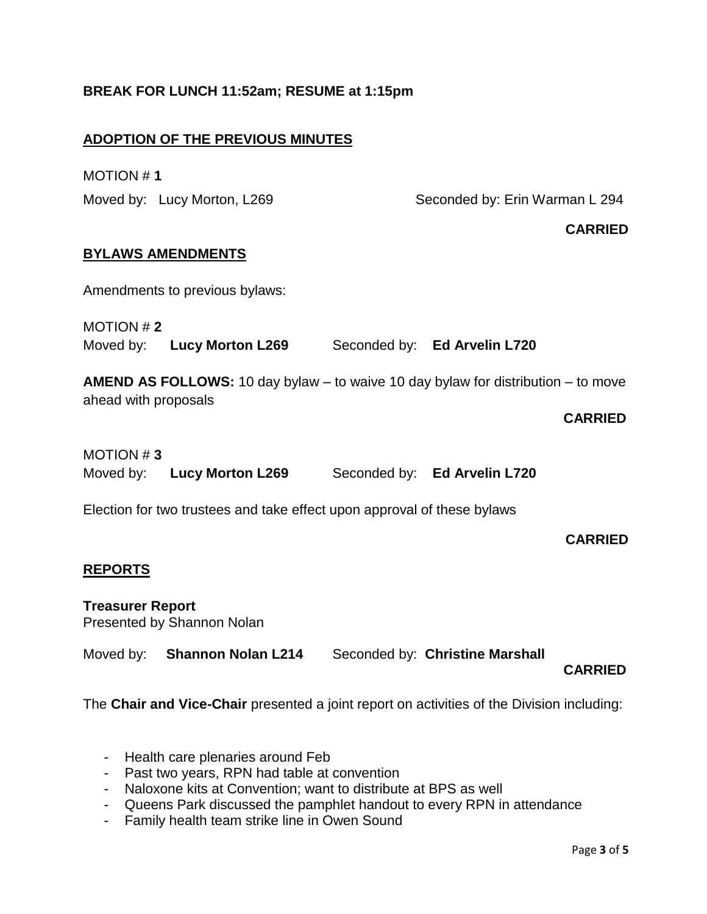**BREAK FOR LUNCH 11:52am; RESUME at 1:15pm**

## ADOPTION OF THE PREVIOUS MINUTES

MOTION # **1**

Moved by: Lucy Morton, L269 Seconded by: Erin Warman L 294

**CARRIED**

## BYLAWS AMENDMENTS

Amendments to previous bylaws:

MOTION # **2**

Moved by: **Lucy Morton L269** Seconded by: **Ed Arvelin L720**

**AMEND AS FOLLOWS:** 10 day bylaw – to waive 10 day bylaw for distribution – to move ahead with proposals

**CARRIED**

MOTION # **3**

Moved by: **Lucy Morton L269** Seconded by: **Ed Arvelin L720**

Election for two trustees and take effect upon approval of these bylaws

**CARRIED**

## REPORTS

**Treasurer Report**

Presented by Shannon Nolan

Moved by: **Shannon Nolan L214** Seconded by: **Christine Marshall**

**CARRIED**

The **Chair and Vice-Chair** presented a joint report on activities of the Division including:

- Health care plenaries around Feb
- Past two years, RPN had table at convention
- Naloxone kits at Convention; want to distribute at BPS as well
- Queens Park discussed the pamphlet handout to every RPN in attendance
- Family health team strike line in Owen Sound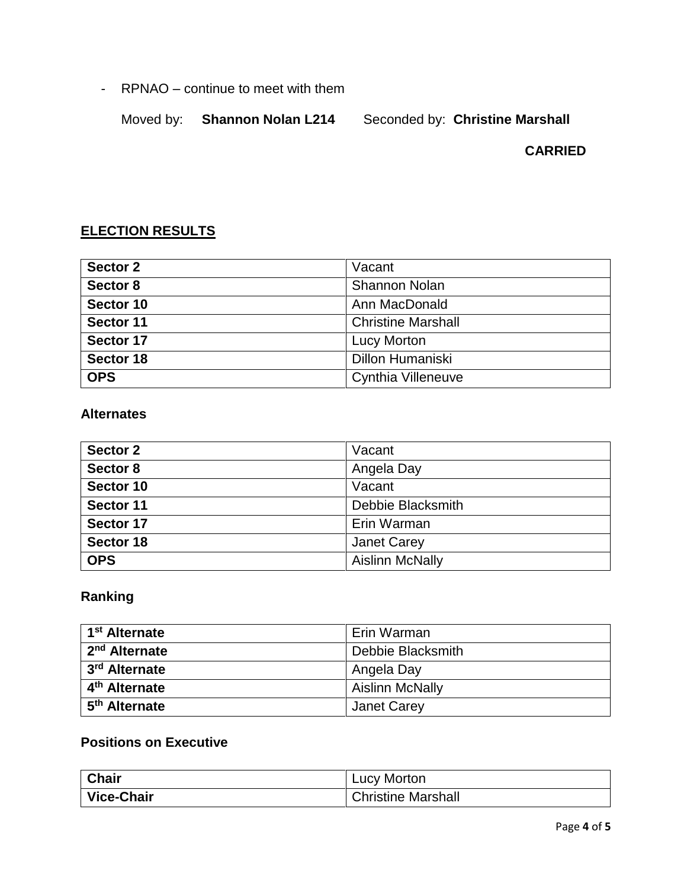- RPNAO – continue to meet with them

  Moved by: **Shannon Nolan L214** Seconded by: **Christine Marshall**

  **CARRIED**

## ELECTION RESULTS

| | |
|---|---|
| **Sector 2** | Vacant |
| **Sector 8** | Shannon Nolan |
| **Sector 10** | Ann MacDonald |
| **Sector 11** | Christine Marshall |
| **Sector 17** | Lucy Morton |
| **Sector 18** | Dillon Humaniski |
| **OPS** | Cynthia Villeneuve |

### Alternates

| | |
|---|---|
| **Sector 2** | Vacant |
| **Sector 8** | Angela Day |
| **Sector 10** | Vacant |
| **Sector 11** | Debbie Blacksmith |
| **Sector 17** | Erin Warman |
| **Sector 18** | Janet Carey |
| **OPS** | Aislinn McNally |

### Ranking

| | |
|---|---|
| **1st Alternate** | Erin Warman |
| **2nd Alternate** | Debbie Blacksmith |
| **3rd Alternate** | Angela Day |
| **4th Alternate** | Aislinn McNally |
| **5th Alternate** | Janet Carey |

### Positions on Executive

| | |
|---|---|
| **Chair** | Lucy Morton |
| **Vice-Chair** | Christine Marshall |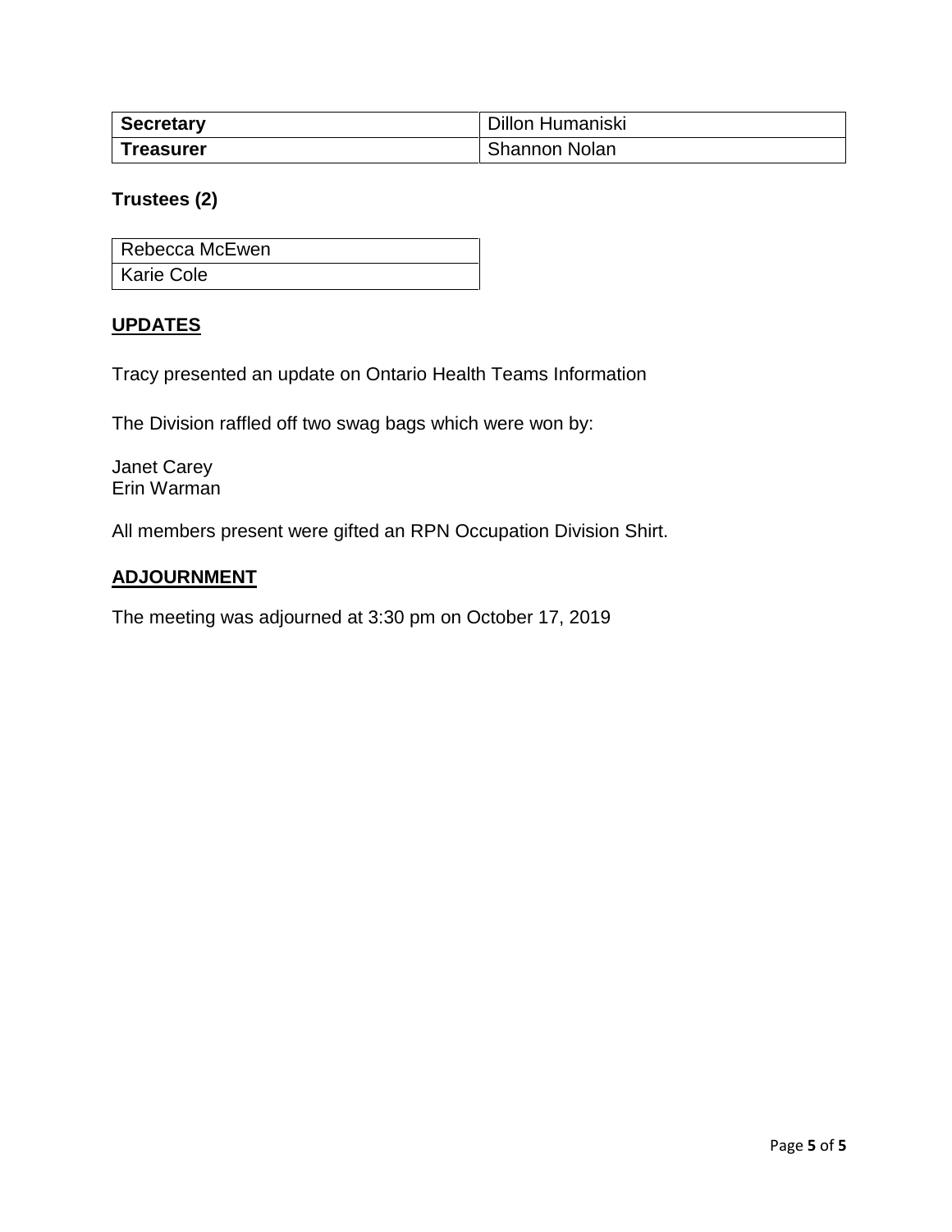| | |
|---|---|
| **Secretary** | Dillon Humaniski |
| **Treasurer** | Shannon Nolan |

### Trustees (2)

| |
|---|
| Rebecca McEwen |
| Karie Cole |

## UPDATES

Tracy presented an update on Ontario Health Teams Information

The Division raffled off two swag bags which were won by:

Janet Carey
Erin Warman

All members present were gifted an RPN Occupation Division Shirt.

## ADJOURNMENT

The meeting was adjourned at 3:30 pm on October 17, 2019